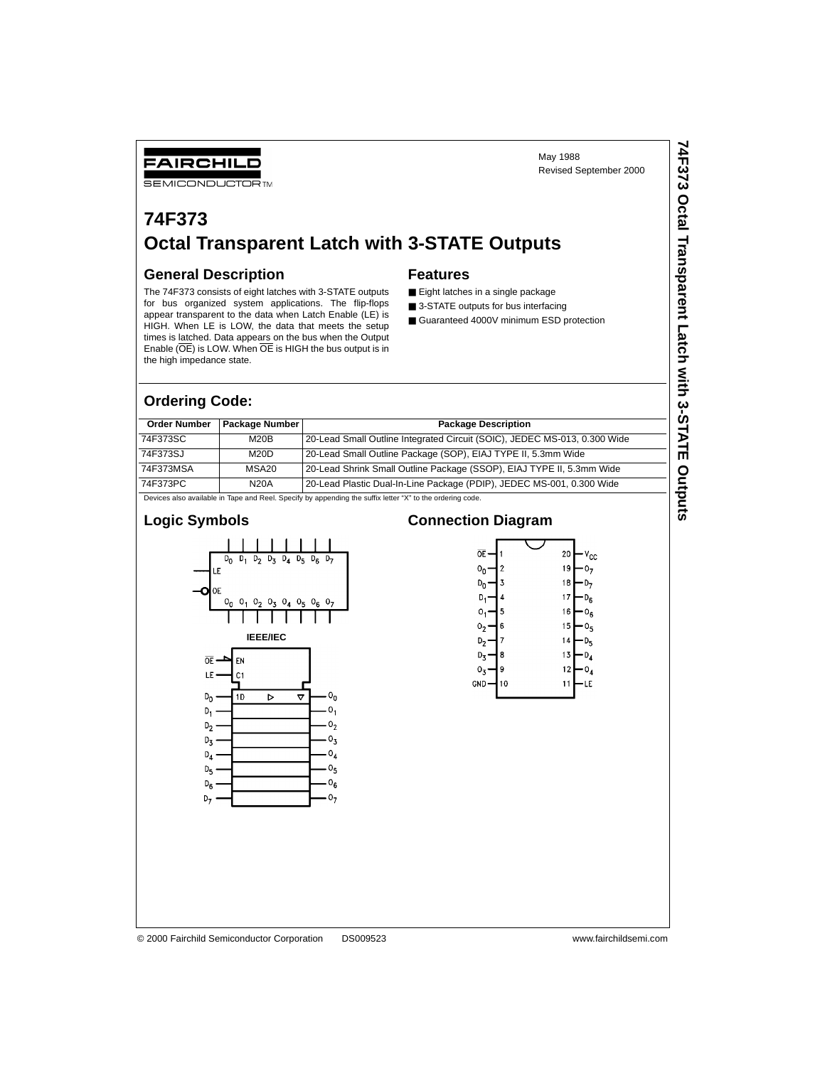FAIRCHILD SEMICONDUCTOR™

May 1988
Revised September 2000

# 74F373
# Octal Transparent Latch with 3-STATE Outputs

## General Description

The 74F373 consists of eight latches with 3-STATE outputs for bus organized system applications. The flip-flops appear transparent to the data when Latch Enable (LE) is HIGH. When LE is LOW, the data that meets the setup times is latched. Data appears on the bus when the Output Enable ($\overline{OE}$) is LOW. When $\overline{OE}$ is HIGH the bus output is in the high impedance state.

## Features

- Eight latches in a single package
- 3-STATE outputs for bus interfacing
- Guaranteed 4000V minimum ESD protection

## Ordering Code:

| Order Number | Package Number | Package Description |
|---|---|---|
| 74F373SC | M20B | 20-Lead Small Outline Integrated Circuit (SOIC), JEDEC MS-013, 0.300 Wide |
| 74F373SJ | M20D | 20-Lead Small Outline Package (SOP), EIAJ TYPE II, 5.3mm Wide |
| 74F373MSA | MSA20 | 20-Lead Shrink Small Outline Package (SSOP), EIAJ TYPE II, 5.3mm Wide |
| 74F373PC | N20A | 20-Lead Plastic Dual-In-Line Package (PDIP), JEDEC MS-001, 0.300 Wide |

Devices also available in Tape and Reel. Specify by appending the suffix letter "X" to the ordering code.

## Logic Symbols

IEEE/IEC

## Connection Diagram

© 2000 Fairchild Semiconductor Corporation DS009523 www.fairchildsemi.com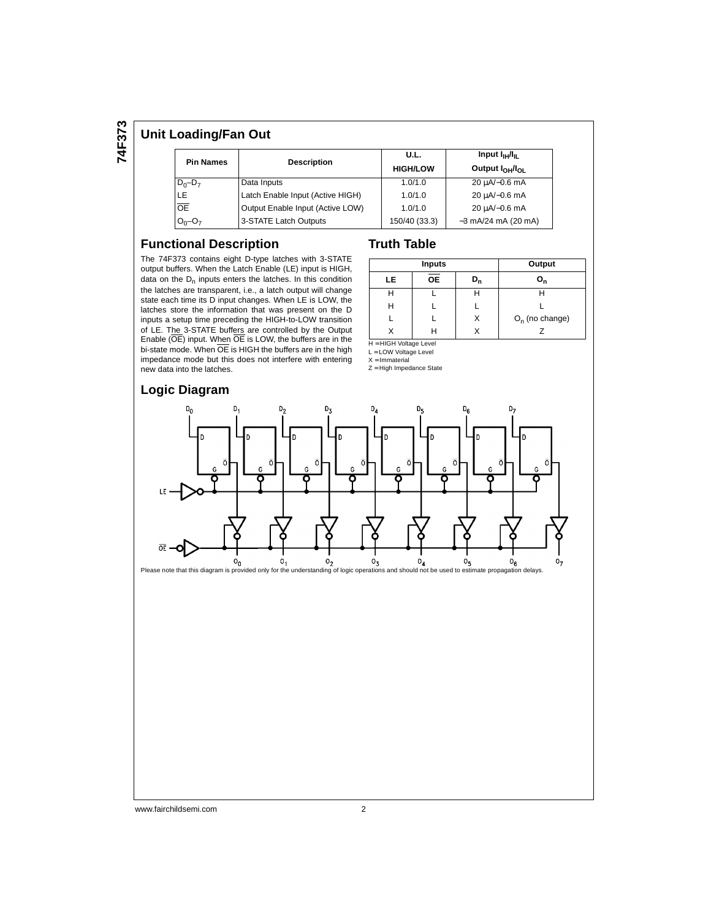## Unit Loading/Fan Out

| Pin Names | Description | U.L. HIGH/LOW | Input $I_{IH}/I_{IL}$ Output $I_{OH}/I_{OL}$ |
|---|---|---|---|
| $D_0$–$D_7$ | Data Inputs | 1.0/1.0 | 20 μA/−0.6 mA |
| LE | Latch Enable Input (Active HIGH) | 1.0/1.0 | 20 μA/−0.6 mA |
| $\overline{OE}$ | Output Enable Input (Active LOW) | 1.0/1.0 | 20 μA/−0.6 mA |
| $O_0$–$O_7$ | 3-STATE Latch Outputs | 150/40 (33.3) | −3 mA/24 mA (20 mA) |

## Functional Description

The 74F373 contains eight D-type latches with 3-STATE output buffers. When the Latch Enable (LE) input is HIGH, data on the $D_n$ inputs enters the latches. In this condition the latches are transparent, i.e., a latch output will change state each time its D input changes. When LE is LOW, the latches store the information that was present on the D inputs a setup time preceding the HIGH-to-LOW transition of LE. The 3-STATE buffers are controlled by the Output Enable ($\overline{OE}$) input. When $\overline{OE}$ is LOW, the buffers are in the bi-state mode. When $\overline{OE}$ is HIGH the buffers are in the high impedance mode but this does not interfere with entering new data into the latches.

## Truth Table

| Inputs | | | Output |
|---|---|---|---|
| LE | $\overline{OE}$ | $D_n$ | $O_n$ |
| H | L | H | H |
| H | L | L | L |
| L | L | X | $O_n$ (no change) |
| X | H | X | Z |

H = HIGH Voltage Level
L = LOW Voltage Level
X = Immaterial
Z = High Impedance State

## Logic Diagram

Please note that this diagram is provided only for the understanding of logic operations and should not be used to estimate propagation delays.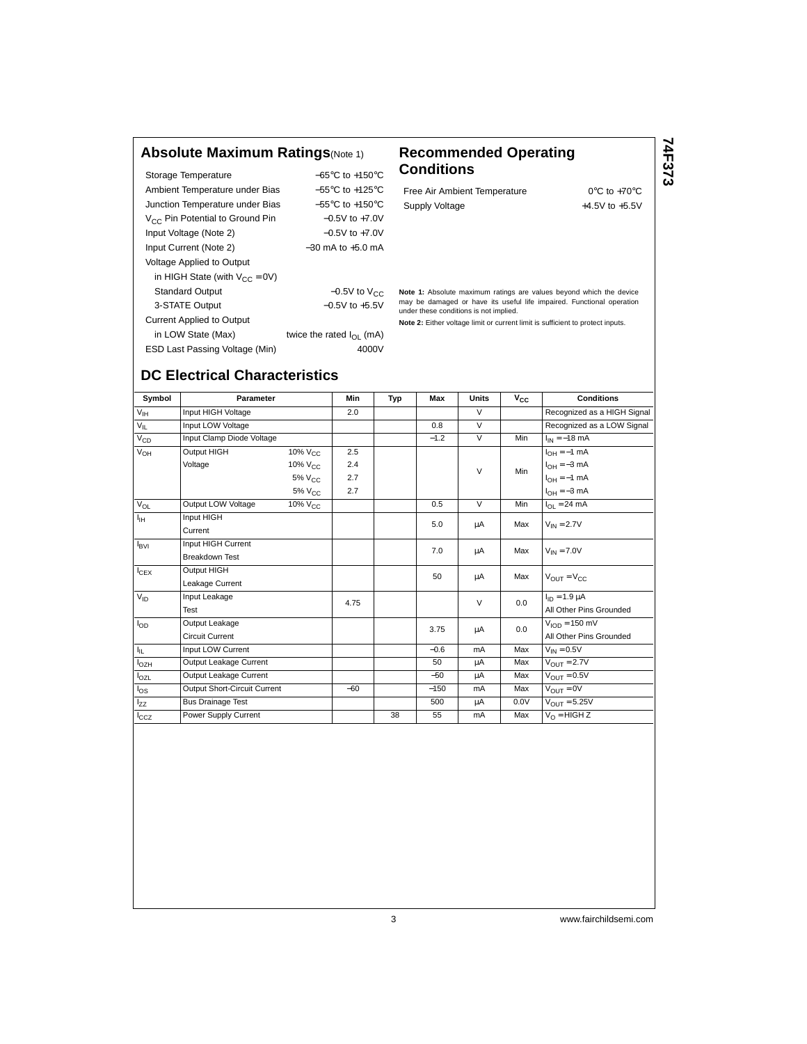## Absolute Maximum Ratings (Note 1)

| | |
|---|---|
| Storage Temperature | −65°C to +150°C |
| Ambient Temperature under Bias | −55°C to +125°C |
| Junction Temperature under Bias | −55°C to +150°C |
| $V_{CC}$ Pin Potential to Ground Pin | −0.5V to +7.0V |
| Input Voltage (Note 2) | −0.5V to +7.0V |
| Input Current (Note 2) | −30 mA to +5.0 mA |
| Voltage Applied to Output | |
| in HIGH State (with $V_{CC}$ = 0V) | |
| Standard Output | −0.5V to $V_{CC}$ |
| 3-STATE Output | −0.5V to +5.5V |
| Current Applied to Output | |
| in LOW State (Max) | twice the rated $I_{OL}$ (mA) |
| ESD Last Passing Voltage (Min) | 4000V |

## Recommended Operating Conditions

| | |
|---|---|
| Free Air Ambient Temperature | 0°C to +70°C |
| Supply Voltage | +4.5V to +5.5V |

**Note 1:** Absolute maximum ratings are values beyond which the device may be damaged or have its useful life impaired. Functional operation under these conditions is not implied.

**Note 2:** Either voltage limit or current limit is sufficient to protect inputs.

## DC Electrical Characteristics

| Symbol | Parameter | | Min | Typ | Max | Units | $V_{CC}$ | Conditions |
|---|---|---|---|---|---|---|---|---|
| $V_{IH}$ | Input HIGH Voltage | | 2.0 | | | V | | Recognized as a HIGH Signal |
| $V_{IL}$ | Input LOW Voltage | | | | 0.8 | V | | Recognized as a LOW Signal |
| $V_{CD}$ | Input Clamp Diode Voltage | | | | −1.2 | V | Min | $I_{IN}$ = −18 mA |
| $V_{OH}$ | Output HIGH Voltage | 10% $V_{CC}$ | 2.5 | | | V | Min | $I_{OH}$ = −1 mA |
| | | 10% $V_{CC}$ | 2.4 | | | | | $I_{OH}$ = −3 mA |
| | | 5% $V_{CC}$ | 2.7 | | | | | $I_{OH}$ = −1 mA |
| | | 5% $V_{CC}$ | 2.7 | | | | | $I_{OH}$ = −3 mA |
| $V_{OL}$ | Output LOW Voltage | 10% $V_{CC}$ | | | 0.5 | V | Min | $I_{OL}$ = 24 mA |
| $I_{IH}$ | Input HIGH Current | | | | 5.0 | µA | Max | $V_{IN}$ = 2.7V |
| $I_{BVI}$ | Input HIGH Current Breakdown Test | | | | 7.0 | µA | Max | $V_{IN}$ = 7.0V |
| $I_{CEX}$ | Output HIGH Leakage Current | | | | 50 | µA | Max | $V_{OUT}$ = $V_{CC}$ |
| $V_{ID}$ | Input Leakage Test | | 4.75 | | | V | 0.0 | $I_{ID}$ = 1.9 µA All Other Pins Grounded |
| $I_{OD}$ | Output Leakage Circuit Current | | | | 3.75 | µA | 0.0 | $V_{IOD}$ = 150 mV All Other Pins Grounded |
| $I_{IL}$ | Input LOW Current | | | | −0.6 | mA | Max | $V_{IN}$ = 0.5V |
| $I_{OZH}$ | Output Leakage Current | | | | 50 | µA | Max | $V_{OUT}$ = 2.7V |
| $I_{OZL}$ | Output Leakage Current | | | | −50 | µA | Max | $V_{OUT}$ = 0.5V |
| $I_{OS}$ | Output Short-Circuit Current | | −60 | | −150 | mA | Max | $V_{OUT}$ = 0V |
| $I_{ZZ}$ | Bus Drainage Test | | | | 500 | µA | 0.0V | $V_{OUT}$ = 5.25V |
| $I_{CCZ}$ | Power Supply Current | | | 38 | 55 | mA | Max | $V_O$ = HIGH Z |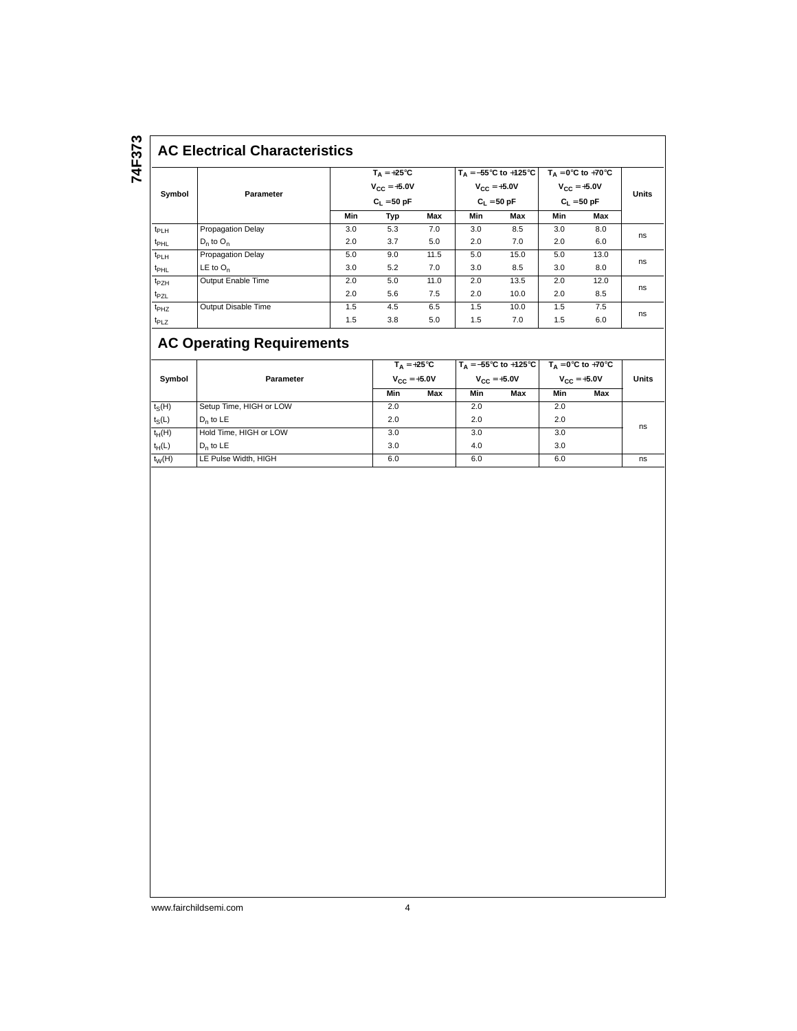## AC Electrical Characteristics

| Symbol | Parameter | $T_A = +25°C$, $V_{CC} = +5.0V$, $C_L = 50$ pF | | | $T_A = -55°C$ to $+125°C$, $V_{CC} = +5.0V$, $C_L = 50$ pF | | $T_A = 0°C$ to $+70°C$, $V_{CC} = +5.0V$, $C_L = 50$ pF | | Units |
|---|---|---|---|---|---|---|---|---|---|
| | | Min | Typ | Max | Min | Max | Min | Max | |
| $t_{PLH}$ | Propagation Delay | 3.0 | 5.3 | 7.0 | 3.0 | 8.5 | 3.0 | 8.0 | ns |
| $t_{PHL}$ | $D_n$ to $O_n$ | 2.0 | 3.7 | 5.0 | 2.0 | 7.0 | 2.0 | 6.0 | |
| $t_{PLH}$ | Propagation Delay | 5.0 | 9.0 | 11.5 | 5.0 | 15.0 | 5.0 | 13.0 | ns |
| $t_{PHL}$ | LE to $O_n$ | 3.0 | 5.2 | 7.0 | 3.0 | 8.5 | 3.0 | 8.0 | |
| $t_{PZH}$ | Output Enable Time | 2.0 | 5.0 | 11.0 | 2.0 | 13.5 | 2.0 | 12.0 | ns |
| $t_{PZL}$ | | 2.0 | 5.6 | 7.5 | 2.0 | 10.0 | 2.0 | 8.5 | |
| $t_{PHZ}$ | Output Disable Time | 1.5 | 4.5 | 6.5 | 1.5 | 10.0 | 1.5 | 7.5 | ns |
| $t_{PLZ}$ | | 1.5 | 3.8 | 5.0 | 1.5 | 7.0 | 1.5 | 6.0 | |

## AC Operating Requirements

| Symbol | Parameter | $T_A = +25°C$, $V_{CC} = +5.0V$ | | $T_A = -55°C$ to $+125°C$, $V_{CC} = +5.0V$ | | $T_A = 0°C$ to $+70°C$, $V_{CC} = +5.0V$ | | Units |
|---|---|---|---|---|---|---|---|---|
| | | Min | Max | Min | Max | Min | Max | |
| $t_S(H)$ | Setup Time, HIGH or LOW | 2.0 | | 2.0 | | 2.0 | | ns |
| $t_S(L)$ | $D_n$ to LE | 2.0 | | 2.0 | | 2.0 | | |
| $t_H(H)$ | Hold Time, HIGH or LOW | 3.0 | | 3.0 | | 3.0 | | |
| $t_H(L)$ | $D_n$ to LE | 3.0 | | 4.0 | | 3.0 | | |
| $t_W(H)$ | LE Pulse Width, HIGH | 6.0 | | 6.0 | | 6.0 | | ns |